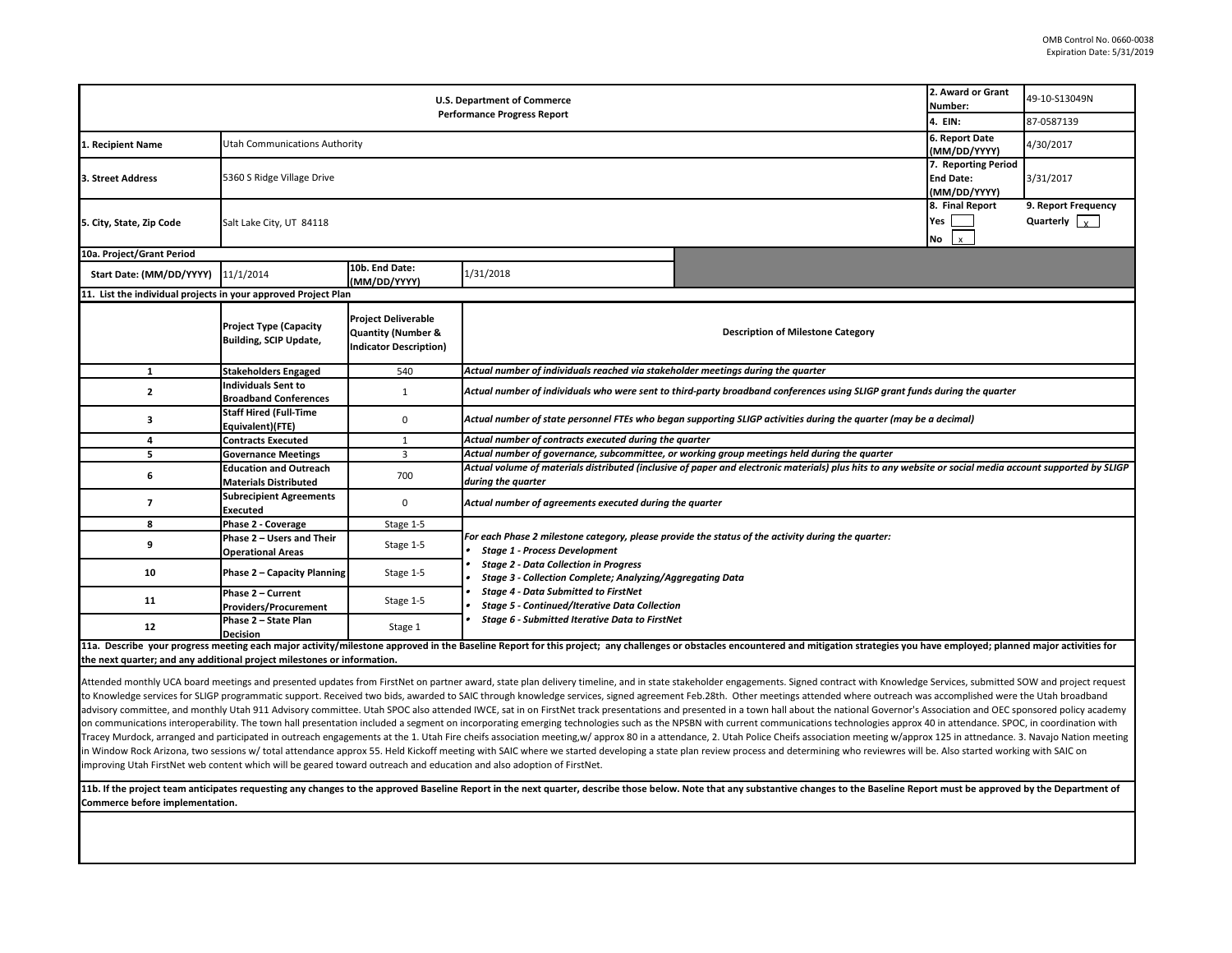OMB Control No. 0660-0038
Expiration Date: 5/31/2019

| U.S. Department of Commerce<br>Performance Progress Report | | | | 2. Award or Grant Number: | 49-10-S13049N |
|---|---|---|---|---|---|
| | | | | 4. EIN: | 87-0587139 |
| 1. Recipient Name | Utah Communications Authority | | | 6. Report Date (MM/DD/YYYY) | 4/30/2017 |
| 3. Street Address | 5360 S Ridge Village Drive | | | 7. Reporting Period End Date: (MM/DD/YYYY) | 3/31/2017 |
| 5. City, State, Zip Code | Salt Lake City, UT 84118 | | | 8. Final Report<br>Yes [ ]<br>No [x] | 9. Report Frequency<br>Quarterly [x] |
| 10a. Project/Grant Period | | | | | |
| Start Date: (MM/DD/YYYY) | 11/1/2014 | 10b. End Date: (MM/DD/YYYY) | 1/31/2018 | | |

**11. List the individual projects in your approved Project Plan**

| | Project Type (Capacity Building, SCIP Update, | Project Deliverable Quantity (Number & Indicator Description) | Description of Milestone Category |
|---|---|---|---|
| 1 | Stakeholders Engaged | 540 | *Actual number of individuals reached via stakeholder meetings during the quarter* |
| 2 | Individuals Sent to Broadband Conferences | 1 | *Actual number of individuals who were sent to third-party broadband conferences using SLIGP grant funds during the quarter* |
| 3 | Staff Hired (Full-Time Equivalent)(FTE) | 0 | *Actual number of state personnel FTEs who began supporting SLIGP activities during the quarter (may be a decimal)* |
| 4 | Contracts Executed | 1 | *Actual number of contracts executed during the quarter* |
| 5 | Governance Meetings | 3 | *Actual number of governance, subcommittee, or working group meetings held during the quarter* |
| 6 | Education and Outreach Materials Distributed | 700 | *Actual volume of materials distributed (inclusive of paper and electronic materials) plus hits to any website or social media account supported by SLIGP during the quarter* |
| 7 | Subrecipient Agreements Executed | 0 | *Actual number of agreements executed during the quarter* |
| 8 | Phase 2 - Coverage | Stage 1-5 | *For each Phase 2 milestone category, please provide the status of the activity during the quarter:*<br>• *Stage 1 - Process Development*<br>• *Stage 2 - Data Collection in Progress*<br>• *Stage 3 - Collection Complete; Analyzing/Aggregating Data*<br>• *Stage 4 - Data Submitted to FirstNet*<br>• *Stage 5 - Continued/Iterative Data Collection*<br>• *Stage 6 - Submitted Iterative Data to FirstNet* |
| 9 | Phase 2 – Users and Their Operational Areas | Stage 1-5 | |
| 10 | Phase 2 – Capacity Planning | Stage 1-5 | |
| 11 | Phase 2 – Current Providers/Procurement | Stage 1-5 | |
| 12 | Phase 2 – State Plan Decision | Stage 1 | |

**11a. Describe your progress meeting each major activity/milestone approved in the Baseline Report for this project; any challenges or obstacles encountered and mitigation strategies you have employed; planned major activities for the next quarter; and any additional project milestones or information.**

Attended monthly UCA board meetings and presented updates from FirstNet on partner award, state plan delivery timeline, and in state stakeholder engagements. Signed contract with Knowledge Services, submitted SOW and project request to Knowledge services for SLIGP programmatic support. Received two bids, awarded to SAIC through knowledge services, signed agreement Feb.28th. Other meetings attended where outreach was accomplished were the Utah broadband advisory committee, and monthly Utah 911 Advisory committee. Utah SPOC also attended IWCE, sat in on FirstNet track presentations and presented in a town hall about the national Governor's Association and OEC sponsored policy academy on communications interoperability. The town hall presentation included a segment on incorporating emerging technologies such as the NPSBN with current communications technologies approx 40 in attendance. SPOC, in coordination with Tracey Murdock, arranged and participated in outreach engagements at the 1. Utah Fire cheifs association meeting,w/ approx 80 in a attendance, 2. Utah Police Cheifs association meeting w/approx 125 in attnedance. 3. Navajo Nation meeting in Window Rock Arizona, two sessions w/ total attendance approx 55. Held Kickoff meeting with SAIC where we started developing a state plan review process and determining who reviewres will be. Also started working with SAIC on improving Utah FirstNet web content which will be geared toward outreach and education and also adoption of FirstNet.

**11b. If the project team anticipates requesting any changes to the approved Baseline Report in the next quarter, describe those below. Note that any substantive changes to the Baseline Report must be approved by the Department of Commerce before implementation.**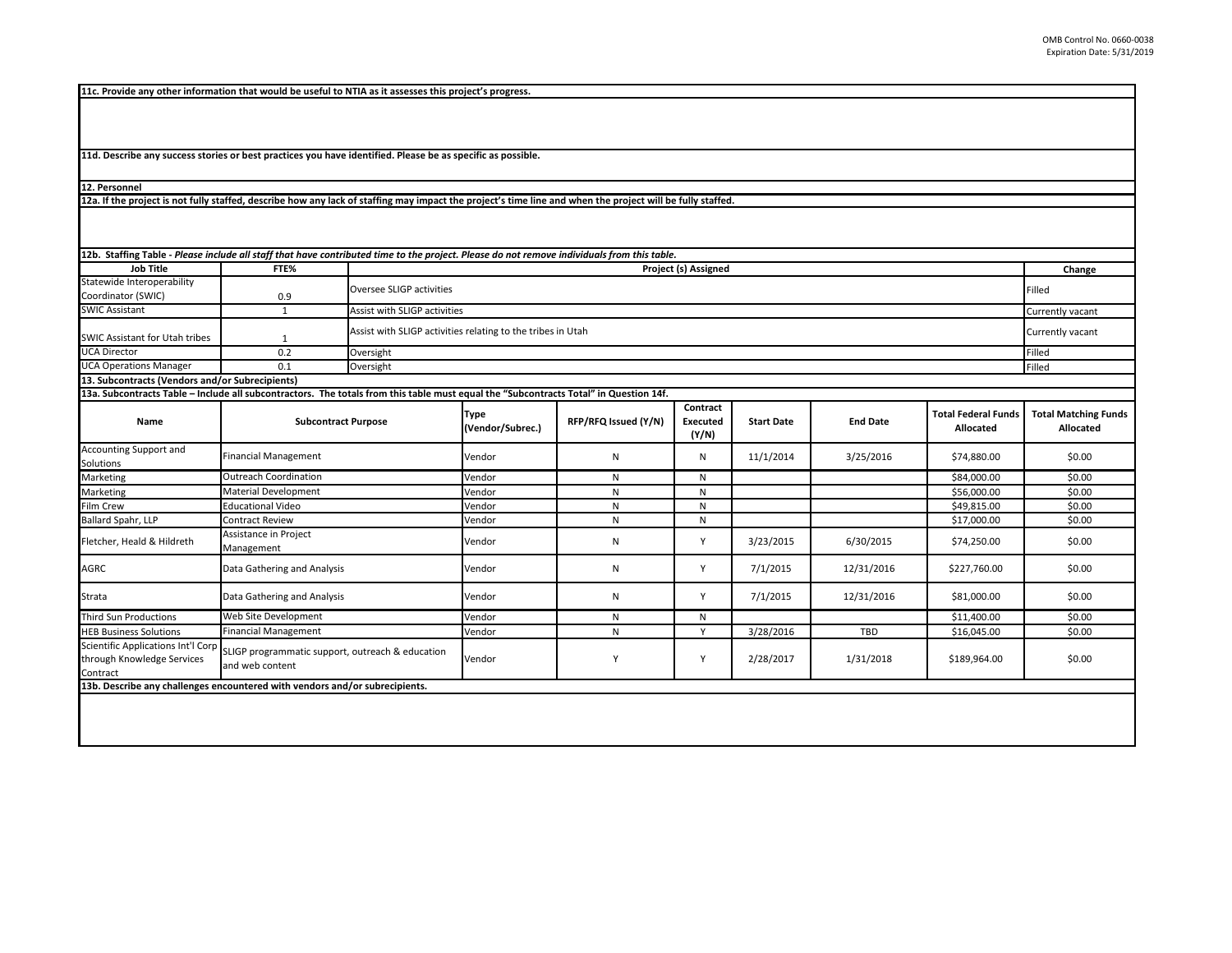**11c. Provide any other information that would be useful to NTIA as it assesses this project's progress.**

**11d. Describe any success stories or best practices you have identified. Please be as specific as possible.**

**12. Personnel**

**12a. If the project is not fully staffed, describe how any lack of staffing may impact the project's time line and when the project will be fully staffed.**

**12b. Staffing Table** - *Please include all staff that have contributed time to the project. Please do not remove individuals from this table.*

| Job Title | FTE% | Project (s) Assigned | Change |
|---|---|---|---|
| Statewide Interoperability Coordinator (SWIC) | 0.9 | Oversee SLIGP activities | Filled |
| SWIC Assistant | 1 | Assist with SLIGP activities | Currently vacant |
| SWIC Assistant for Utah tribes | 1 | Assist with SLIGP activities relating to the tribes in Utah | Currently vacant |
| UCA Director | 0.2 | Oversight | Filled |
| UCA Operations Manager | 0.1 | Oversight | Filled |

**13. Subcontracts (Vendors and/or Subrecipients)**

**13a. Subcontracts Table – Include all subcontractors. The totals from this table must equal the "Subcontracts Total" in Question 14f.**

| Name | Subcontract Purpose | Type (Vendor/Subrec.) | RFP/RFQ Issued (Y/N) | Contract Executed (Y/N) | Start Date | End Date | Total Federal Funds Allocated | Total Matching Funds Allocated |
|---|---|---|---|---|---|---|---|---|
| Accounting Support and Solutions | Financial Management | Vendor | N | N | 11/1/2014 | 3/25/2016 | $74,880.00 | $0.00 |
| Marketing | Outreach Coordination | Vendor | N | N | | | $84,000.00 | $0.00 |
| Marketing | Material Development | Vendor | N | N | | | $56,000.00 | $0.00 |
| Film Crew | Educational Video | Vendor | N | N | | | $49,815.00 | $0.00 |
| Ballard Spahr, LLP | Contract Review | Vendor | N | N | | | $17,000.00 | $0.00 |
| Fletcher, Heald & Hildreth | Assistance in Project Management | Vendor | N | Y | 3/23/2015 | 6/30/2015 | $74,250.00 | $0.00 |
| AGRC | Data Gathering and Analysis | Vendor | N | Y | 7/1/2015 | 12/31/2016 | $227,760.00 | $0.00 |
| Strata | Data Gathering and Analysis | Vendor | N | Y | 7/1/2015 | 12/31/2016 | $81,000.00 | $0.00 |
| Third Sun Productions | Web Site Development | Vendor | N | N | | | $11,400.00 | $0.00 |
| HEB Business Solutions | Financial Management | Vendor | N | Y | 3/28/2016 | TBD | $16,045.00 | $0.00 |
| Scientific Applications Int'l Corp through Knowledge Services Contract | SLIGP programmatic support, outreach & education and web content | Vendor | Y | Y | 2/28/2017 | 1/31/2018 | $189,964.00 | $0.00 |

**13b. Describe any challenges encountered with vendors and/or subrecipients.**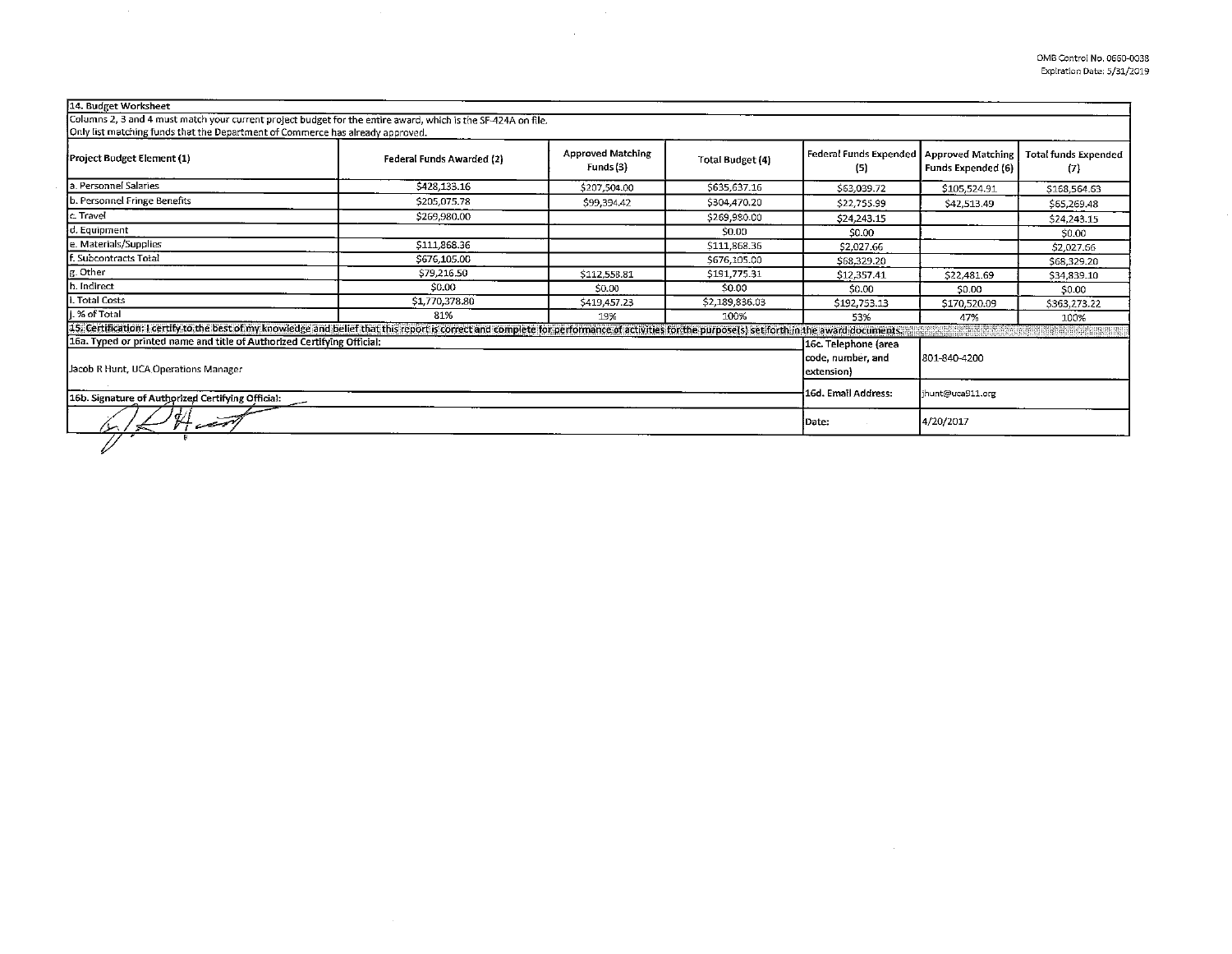OMB Control No. 0660-0038
Expiration Date: 5/31/2019

| 14. Budget Worksheet | | | | | | |
|---|---|---|---|---|---|---|
| Columns 2, 3 and 4 must match your current project budget for the entire award, which is the SF-424A on file. Only list matching funds that the Department of Commerce has already approved. | | | | | | |
| Project Budget Element (1) | Federal Funds Awarded (2) | Approved Matching Funds (3) | Total Budget (4) | Federal Funds Expended (5) | Approved Matching Funds Expended (6) | Total funds Expended (7) |
| a. Personnel Salaries | $428,133.16 | $207,504.00 | $635,637.16 | $63,039.72 | $105,524.91 | $168,564.63 |
| b. Personnel Fringe Benefits | $205,075.78 | $99,394.42 | $304,470.20 | $22,755.99 | $42,513.49 | $65,269.48 |
| c. Travel | $269,980.00 | | $269,980.00 | $24,243.15 | | $24,243.15 |
| d. Equipment | | | $0.00 | $0.00 | | $0.00 |
| e. Materials/Supplies | $111,868.36 | | $111,868.36 | $2,027.66 | | $2,027.66 |
| f. Subcontracts Total | $676,105.00 | | $676,105.00 | $68,329.20 | | $68,329.20 |
| g. Other | $79,216.50 | $112,558.81 | $191,775.31 | $12,357.41 | $22,481.69 | $34,839.10 |
| h. Indirect | $0.00 | $0.00 | $0.00 | $0.00 | $0.00 | $0.00 |
| i. Total Costs | $1,770,378.80 | $419,457.23 | $2,189,836.03 | $192,753.13 | $170,520.09 | $363,273.22 |
| j. % of Total | 81% | 19% | 100% | 53% | 47% | 100% |

15. Certification: I certify to the best of my knowledge and belief that this report is correct and complete for performance of activities for the purpose(s) set forth in the award documents.

| | | |
|---|---|---|
| 16a. Typed or printed name and title of Authorized Certifying Official: Jacob R Hunt, UCA Operations Manager | 16c. Telephone (area code, number, and extension) | 801-840-4200 |
| 16b. Signature of Authorized Certifying Official: | 16d. Email Address: | jhunt@uca911.org |
| | Date: | 4/20/2017 |